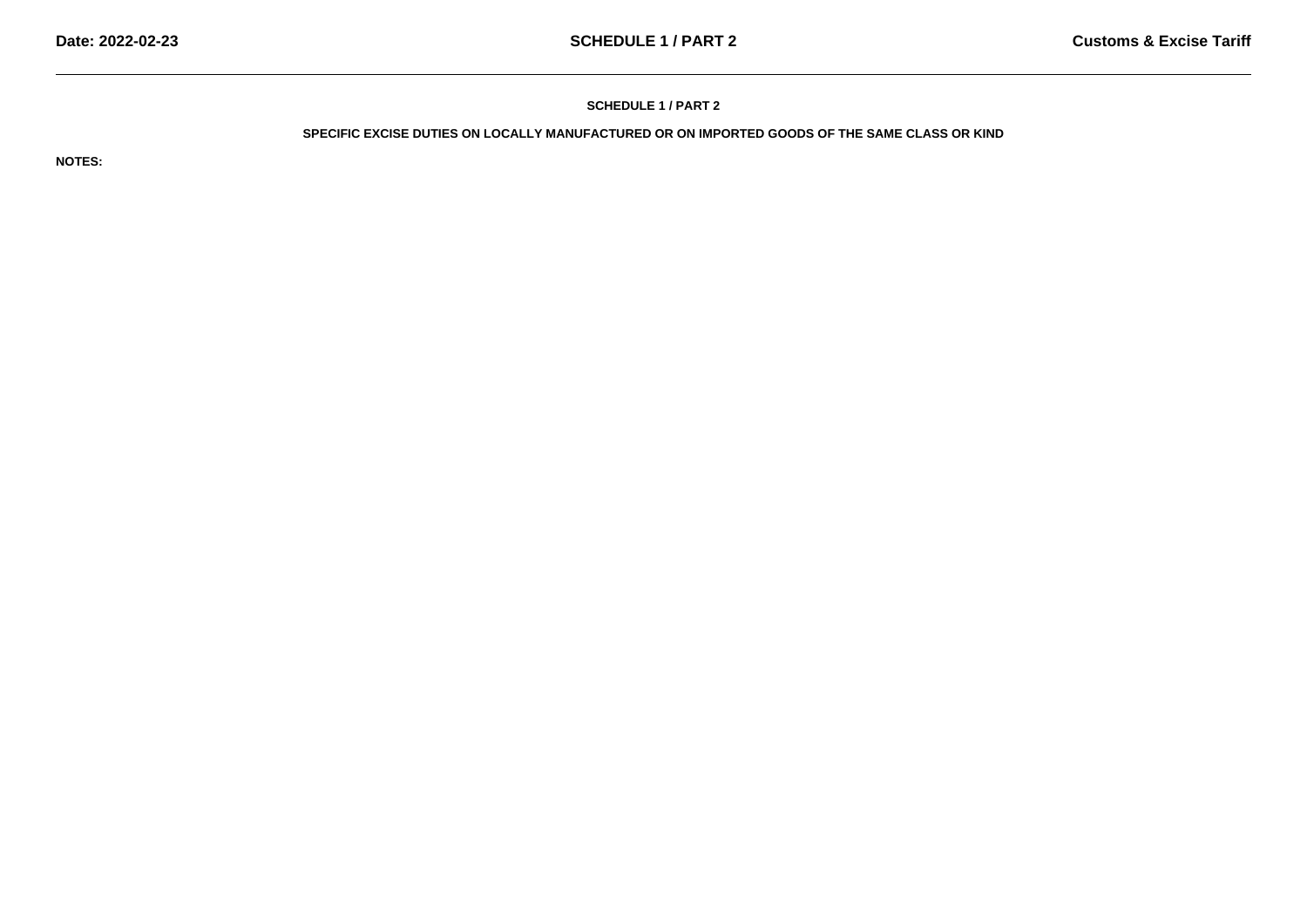# SCHEDULE 1 / PART 2

## SPECIFIC EXCISE DUTIES ON LOCALLY MANUFACTURED OR ON IMPORTED GOODS OF THE SAME CLASS OR KIND

**NOTES:**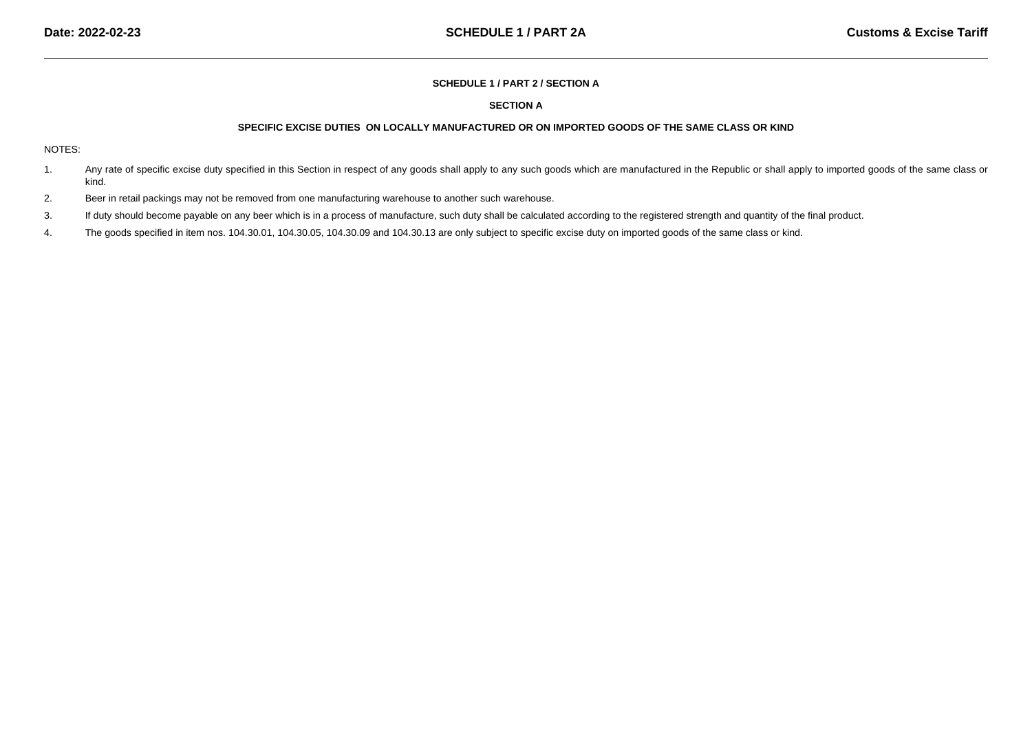## SCHEDULE 1 / PART 2 / SECTION A

### SECTION A

### SPECIFIC EXCISE DUTIES ON LOCALLY MANUFACTURED OR ON IMPORTED GOODS OF THE SAME CLASS OR KIND

NOTES:

1. Any rate of specific excise duty specified in this Section in respect of any goods shall apply to any such goods which are manufactured in the Republic or shall apply to imported goods of the same class or kind.
2. Beer in retail packings may not be removed from one manufacturing warehouse to another such warehouse.
3. If duty should become payable on any beer which is in a process of manufacture, such duty shall be calculated according to the registered strength and quantity of the final product.
4. The goods specified in item nos. 104.30.01, 104.30.05, 104.30.09 and 104.30.13 are only subject to specific excise duty on imported goods of the same class or kind.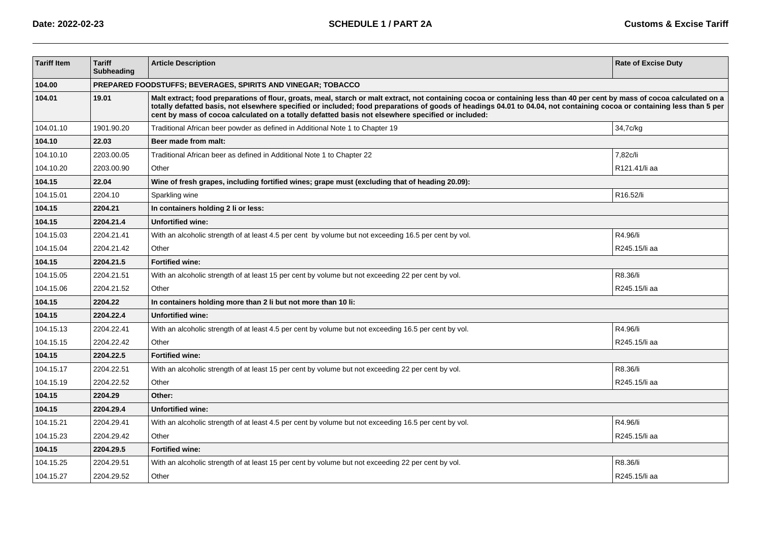| Tariff Item | Tariff Subheading | Article Description | Rate of Excise Duty |
|---|---|---|---|
| **104.00** | **PREPARED FOODSTUFFS; BEVERAGES, SPIRITS AND VINEGAR; TOBACCO** | | |
| **104.01** | **19.01** | **Malt extract; food preparations of flour, groats, meal, starch or malt extract, not containing cocoa or containing less than 40 per cent by mass of cocoa calculated on a totally defatted basis, not elsewhere specified or included; food preparations of goods of headings 04.01 to 04.04, not containing cocoa or containing less than 5 per cent by mass of cocoa calculated on a totally defatted basis not elsewhere specified or included:** | |
| 104.01.10 | 1901.90.20 | Traditional African beer powder as defined in Additional Note 1 to Chapter 19 | 34,7c/kg |
| **104.10** | **22.03** | **Beer made from malt:** | |
| 104.10.10 | 2203.00.05 | Traditional African beer as defined in Additional Note 1 to Chapter 22 | 7,82c/li |
| 104.10.20 | 2203.00.90 | Other | R121.41/li aa |
| **104.15** | **22.04** | **Wine of fresh grapes, including fortified wines; grape must (excluding that of heading 20.09):** | |
| 104.15.01 | 2204.10 | Sparkling wine | R16.52/li |
| **104.15** | **2204.21** | **In containers holding 2 li or less:** | |
| **104.15** | **2204.21.4** | **Unfortified wine:** | |
| 104.15.03 | 2204.21.41 | With an alcoholic strength of at least 4.5 per cent by volume but not exceeding 16.5 per cent by vol. | R4.96/li |
| 104.15.04 | 2204.21.42 | Other | R245.15/li aa |
| **104.15** | **2204.21.5** | **Fortified wine:** | |
| 104.15.05 | 2204.21.51 | With an alcoholic strength of at least 15 per cent by volume but not exceeding 22 per cent by vol. | R8.36/li |
| 104.15.06 | 2204.21.52 | Other | R245.15/li aa |
| **104.15** | **2204.22** | **In containers holding more than 2 li but not more than 10 li:** | |
| **104.15** | **2204.22.4** | **Unfortified wine:** | |
| 104.15.13 | 2204.22.41 | With an alcoholic strength of at least 4.5 per cent by volume but not exceeding 16.5 per cent by vol. | R4.96/li |
| 104.15.15 | 2204.22.42 | Other | R245.15/li aa |
| **104.15** | **2204.22.5** | **Fortified wine:** | |
| 104.15.17 | 2204.22.51 | With an alcoholic strength of at least 15 per cent by volume but not exceeding 22 per cent by vol. | R8.36/li |
| 104.15.19 | 2204.22.52 | Other | R245.15/li aa |
| **104.15** | **2204.29** | **Other:** | |
| **104.15** | **2204.29.4** | **Unfortified wine:** | |
| 104.15.21 | 2204.29.41 | With an alcoholic strength of at least 4.5 per cent by volume but not exceeding 16.5 per cent by vol. | R4.96/li |
| 104.15.23 | 2204.29.42 | Other | R245.15/li aa |
| **104.15** | **2204.29.5** | **Fortified wine:** | |
| 104.15.25 | 2204.29.51 | With an alcoholic strength of at least 15 per cent by volume but not exceeding 22 per cent by vol. | R8.36/li |
| 104.15.27 | 2204.29.52 | Other | R245.15/li aa |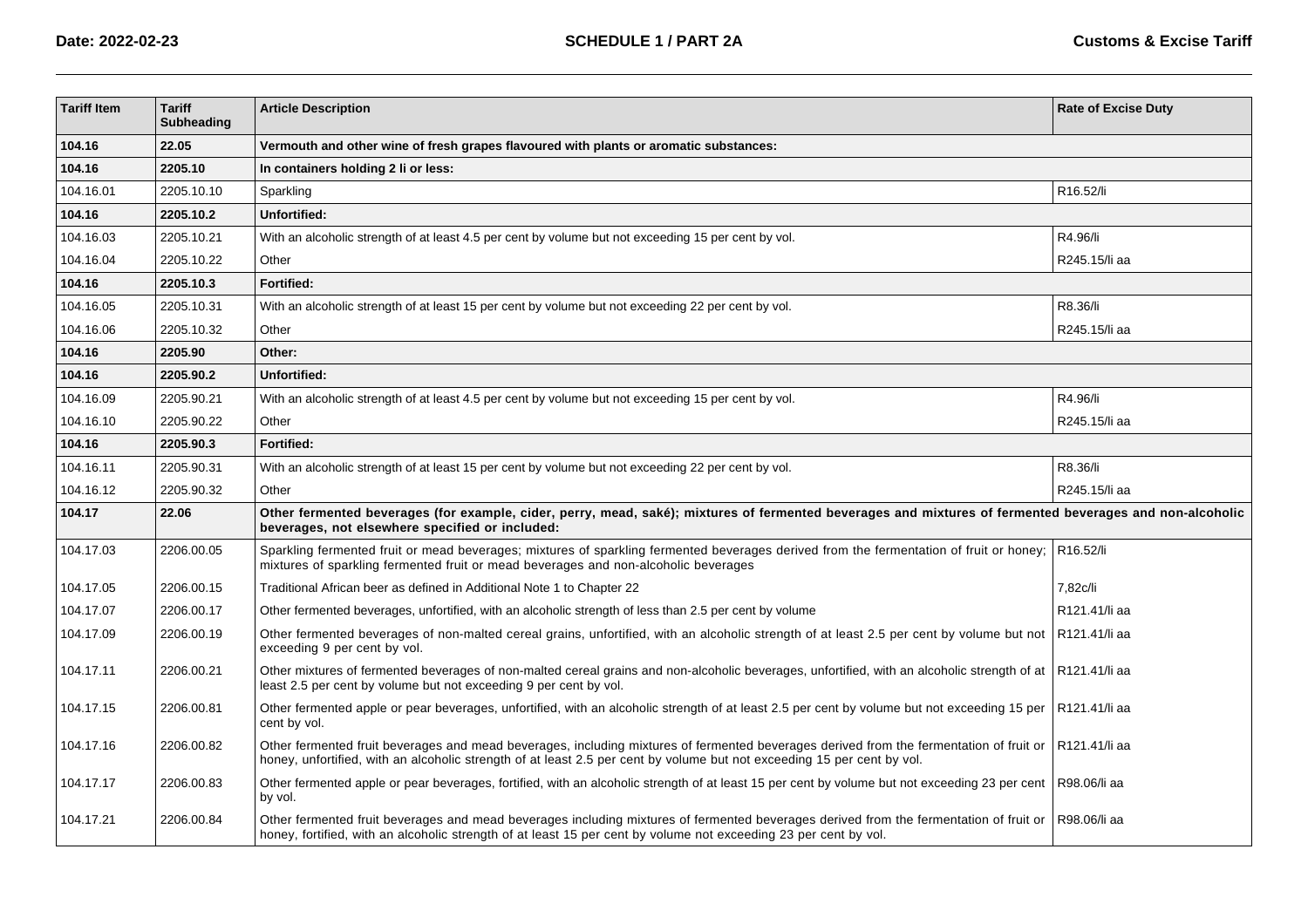| Tariff Item | Tariff Subheading | Article Description | Rate of Excise Duty |
|---|---|---|---|
| **104.16** | **22.05** | **Vermouth and other wine of fresh grapes flavoured with plants or aromatic substances:** | |
| **104.16** | **2205.10** | **In containers holding 2 li or less:** | |
| 104.16.01 | 2205.10.10 | Sparkling | R16.52/li |
| **104.16** | **2205.10.2** | **Unfortified:** | |
| 104.16.03 | 2205.10.21 | With an alcoholic strength of at least 4.5 per cent by volume but not exceeding 15 per cent by vol. | R4.96/li |
| 104.16.04 | 2205.10.22 | Other | R245.15/li aa |
| **104.16** | **2205.10.3** | **Fortified:** | |
| 104.16.05 | 2205.10.31 | With an alcoholic strength of at least 15 per cent by volume but not exceeding 22 per cent by vol. | R8.36/li |
| 104.16.06 | 2205.10.32 | Other | R245.15/li aa |
| **104.16** | **2205.90** | **Other:** | |
| **104.16** | **2205.90.2** | **Unfortified:** | |
| 104.16.09 | 2205.90.21 | With an alcoholic strength of at least 4.5 per cent by volume but not exceeding 15 per cent by vol. | R4.96/li |
| 104.16.10 | 2205.90.22 | Other | R245.15/li aa |
| **104.16** | **2205.90.3** | **Fortified:** | |
| 104.16.11 | 2205.90.31 | With an alcoholic strength of at least 15 per cent by volume but not exceeding 22 per cent by vol. | R8.36/li |
| 104.16.12 | 2205.90.32 | Other | R245.15/li aa |
| **104.17** | **22.06** | **Other fermented beverages (for example, cider, perry, mead, saké); mixtures of fermented beverages and mixtures of fermented beverages and non-alcoholic beverages, not elsewhere specified or included:** | |
| 104.17.03 | 2206.00.05 | Sparkling fermented fruit or mead beverages; mixtures of sparkling fermented beverages derived from the fermentation of fruit or honey; mixtures of sparkling fermented fruit or mead beverages and non-alcoholic beverages | R16.52/li |
| 104.17.05 | 2206.00.15 | Traditional African beer as defined in Additional Note 1 to Chapter 22 | 7,82c/li |
| 104.17.07 | 2206.00.17 | Other fermented beverages, unfortified, with an alcoholic strength of less than 2.5 per cent by volume | R121.41/li aa |
| 104.17.09 | 2206.00.19 | Other fermented beverages of non-malted cereal grains, unfortified, with an alcoholic strength of at least 2.5 per cent by volume but not exceeding 9 per cent by vol. | R121.41/li aa |
| 104.17.11 | 2206.00.21 | Other mixtures of fermented beverages of non-malted cereal grains and non-alcoholic beverages, unfortified, with an alcoholic strength of at least 2.5 per cent by volume but not exceeding 9 per cent by vol. | R121.41/li aa |
| 104.17.15 | 2206.00.81 | Other fermented apple or pear beverages, unfortified, with an alcoholic strength of at least 2.5 per cent by volume but not exceeding 15 per cent by vol. | R121.41/li aa |
| 104.17.16 | 2206.00.82 | Other fermented fruit beverages and mead beverages, including mixtures of fermented beverages derived from the fermentation of fruit or honey, unfortified, with an alcoholic strength of at least 2.5 per cent by volume but not exceeding 15 per cent by vol. | R121.41/li aa |
| 104.17.17 | 2206.00.83 | Other fermented apple or pear beverages, fortified, with an alcoholic strength of at least 15 per cent by volume but not exceeding 23 per cent by vol. | R98.06/li aa |
| 104.17.21 | 2206.00.84 | Other fermented fruit beverages and mead beverages including mixtures of fermented beverages derived from the fermentation of fruit or honey, fortified, with an alcoholic strength of at least 15 per cent by volume not exceeding 23 per cent by vol. | R98.06/li aa |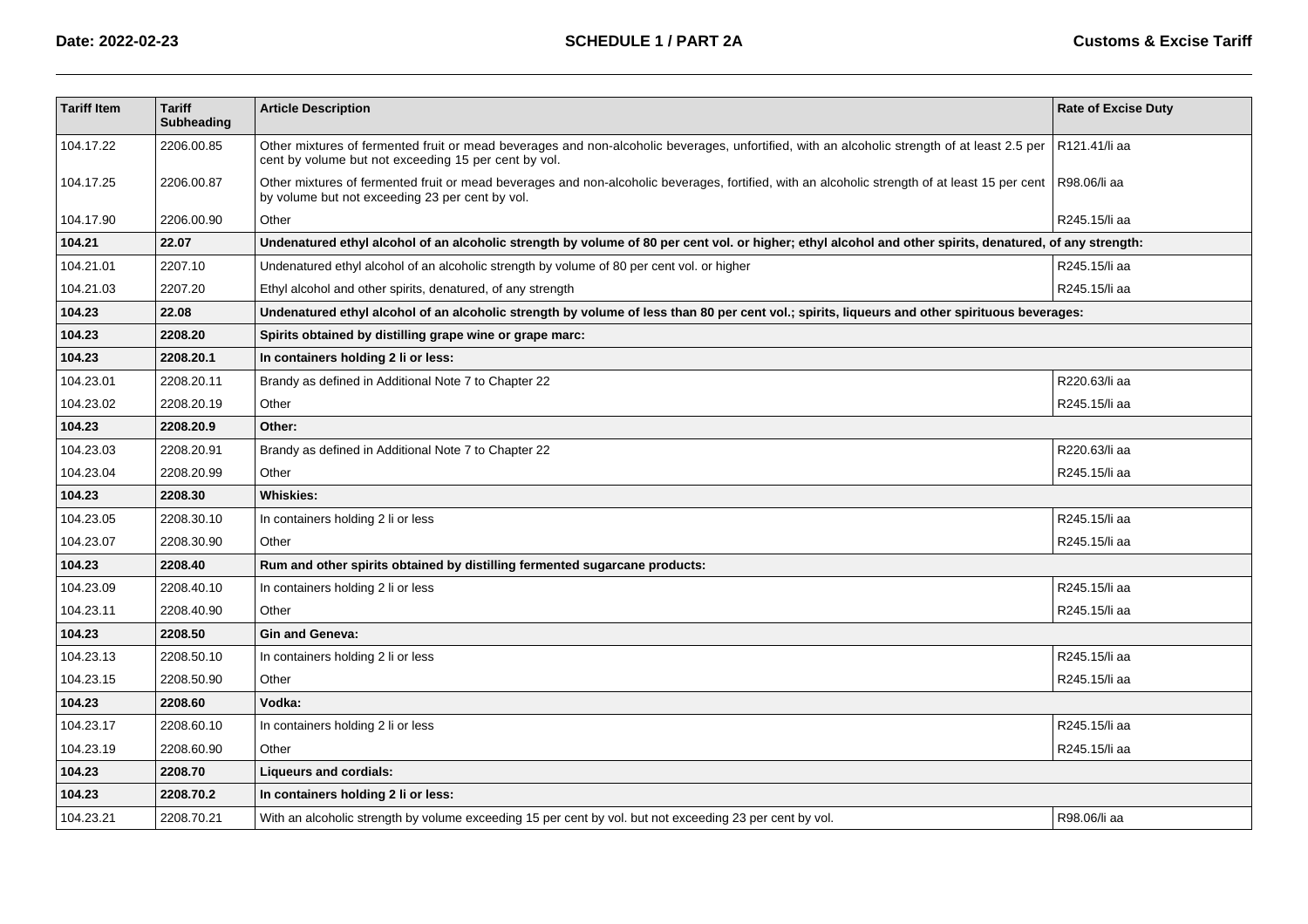| Tariff Item | Tariff Subheading | Article Description | Rate of Excise Duty |
|---|---|---|---|
| 104.17.22 | 2206.00.85 | Other mixtures of fermented fruit or mead beverages and non-alcoholic beverages, unfortified, with an alcoholic strength of at least 2.5 per cent by volume but not exceeding 15 per cent by vol. | R121.41/li aa |
| 104.17.25 | 2206.00.87 | Other mixtures of fermented fruit or mead beverages and non-alcoholic beverages, fortified, with an alcoholic strength of at least 15 per cent by volume but not exceeding 23 per cent by vol. | R98.06/li aa |
| 104.17.90 | 2206.00.90 | Other | R245.15/li aa |
| **104.21** | **22.07** | **Undenatured ethyl alcohol of an alcoholic strength by volume of 80 per cent vol. or higher; ethyl alcohol and other spirits, denatured, of any strength:** | |
| 104.21.01 | 2207.10 | Undenatured ethyl alcohol of an alcoholic strength by volume of 80 per cent vol. or higher | R245.15/li aa |
| 104.21.03 | 2207.20 | Ethyl alcohol and other spirits, denatured, of any strength | R245.15/li aa |
| **104.23** | **22.08** | **Undenatured ethyl alcohol of an alcoholic strength by volume of less than 80 per cent vol.; spirits, liqueurs and other spirituous beverages:** | |
| **104.23** | **2208.20** | **Spirits obtained by distilling grape wine or grape marc:** | |
| **104.23** | **2208.20.1** | **In containers holding 2 li or less:** | |
| 104.23.01 | 2208.20.11 | Brandy as defined in Additional Note 7 to Chapter 22 | R220.63/li aa |
| 104.23.02 | 2208.20.19 | Other | R245.15/li aa |
| **104.23** | **2208.20.9** | **Other:** | |
| 104.23.03 | 2208.20.91 | Brandy as defined in Additional Note 7 to Chapter 22 | R220.63/li aa |
| 104.23.04 | 2208.20.99 | Other | R245.15/li aa |
| **104.23** | **2208.30** | **Whiskies:** | |
| 104.23.05 | 2208.30.10 | In containers holding 2 li or less | R245.15/li aa |
| 104.23.07 | 2208.30.90 | Other | R245.15/li aa |
| **104.23** | **2208.40** | **Rum and other spirits obtained by distilling fermented sugarcane products:** | |
| 104.23.09 | 2208.40.10 | In containers holding 2 li or less | R245.15/li aa |
| 104.23.11 | 2208.40.90 | Other | R245.15/li aa |
| **104.23** | **2208.50** | **Gin and Geneva:** | |
| 104.23.13 | 2208.50.10 | In containers holding 2 li or less | R245.15/li aa |
| 104.23.15 | 2208.50.90 | Other | R245.15/li aa |
| **104.23** | **2208.60** | **Vodka:** | |
| 104.23.17 | 2208.60.10 | In containers holding 2 li or less | R245.15/li aa |
| 104.23.19 | 2208.60.90 | Other | R245.15/li aa |
| **104.23** | **2208.70** | **Liqueurs and cordials:** | |
| **104.23** | **2208.70.2** | **In containers holding 2 li or less:** | |
| 104.23.21 | 2208.70.21 | With an alcoholic strength by volume exceeding 15 per cent by vol. but not exceeding 23 per cent by vol. | R98.06/li aa |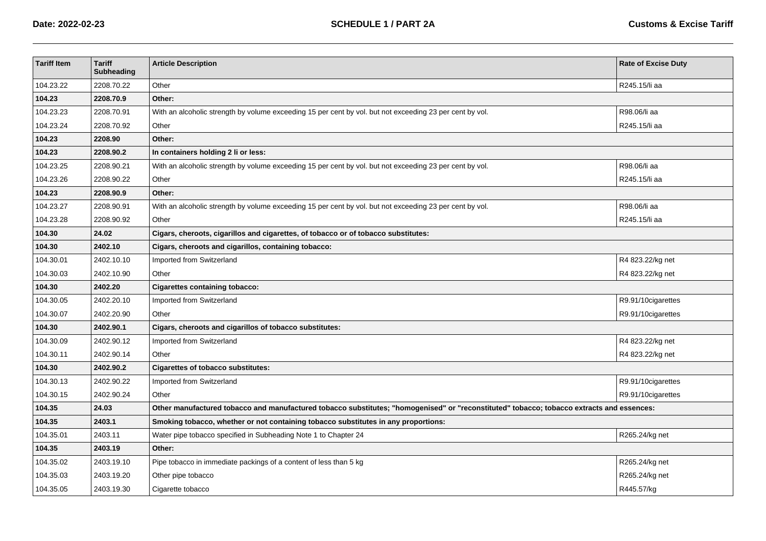| Tariff Item | Tariff Subheading | Article Description | Rate of Excise Duty |
|---|---|---|---|
| 104.23.22 | 2208.70.22 | Other | R245.15/li aa |
| **104.23** | **2208.70.9** | **Other:** | |
| 104.23.23 | 2208.70.91 | With an alcoholic strength by volume exceeding 15 per cent by vol. but not exceeding 23 per cent by vol. | R98.06/li aa |
| 104.23.24 | 2208.70.92 | Other | R245.15/li aa |
| **104.23** | **2208.90** | **Other:** | |
| **104.23** | **2208.90.2** | **In containers holding 2 li or less:** | |
| 104.23.25 | 2208.90.21 | With an alcoholic strength by volume exceeding 15 per cent by vol. but not exceeding 23 per cent by vol. | R98.06/li aa |
| 104.23.26 | 2208.90.22 | Other | R245.15/li aa |
| **104.23** | **2208.90.9** | **Other:** | |
| 104.23.27 | 2208.90.91 | With an alcoholic strength by volume exceeding 15 per cent by vol. but not exceeding 23 per cent by vol. | R98.06/li aa |
| 104.23.28 | 2208.90.92 | Other | R245.15/li aa |
| **104.30** | **24.02** | **Cigars, cheroots, cigarillos and cigarettes, of tobacco or of tobacco substitutes:** | |
| **104.30** | **2402.10** | **Cigars, cheroots and cigarillos, containing tobacco:** | |
| 104.30.01 | 2402.10.10 | Imported from Switzerland | R4 823.22/kg net |
| 104.30.03 | 2402.10.90 | Other | R4 823.22/kg net |
| **104.30** | **2402.20** | **Cigarettes containing tobacco:** | |
| 104.30.05 | 2402.20.10 | Imported from Switzerland | R9.91/10cigarettes |
| 104.30.07 | 2402.20.90 | Other | R9.91/10cigarettes |
| **104.30** | **2402.90.1** | **Cigars, cheroots and cigarillos of tobacco substitutes:** | |
| 104.30.09 | 2402.90.12 | Imported from Switzerland | R4 823.22/kg net |
| 104.30.11 | 2402.90.14 | Other | R4 823.22/kg net |
| **104.30** | **2402.90.2** | **Cigarettes of tobacco substitutes:** | |
| 104.30.13 | 2402.90.22 | Imported from Switzerland | R9.91/10cigarettes |
| 104.30.15 | 2402.90.24 | Other | R9.91/10cigarettes |
| **104.35** | **24.03** | **Other manufactured tobacco and manufactured tobacco substitutes; "homogenised" or "reconstituted" tobacco; tobacco extracts and essences:** | |
| **104.35** | **2403.1** | **Smoking tobacco, whether or not containing tobacco substitutes in any proportions:** | |
| 104.35.01 | 2403.11 | Water pipe tobacco specified in Subheading Note 1 to Chapter 24 | R265.24/kg net |
| **104.35** | **2403.19** | **Other:** | |
| 104.35.02 | 2403.19.10 | Pipe tobacco in immediate packings of a content of less than 5 kg | R265.24/kg net |
| 104.35.03 | 2403.19.20 | Other pipe tobacco | R265.24/kg net |
| 104.35.05 | 2403.19.30 | Cigarette tobacco | R445.57/kg |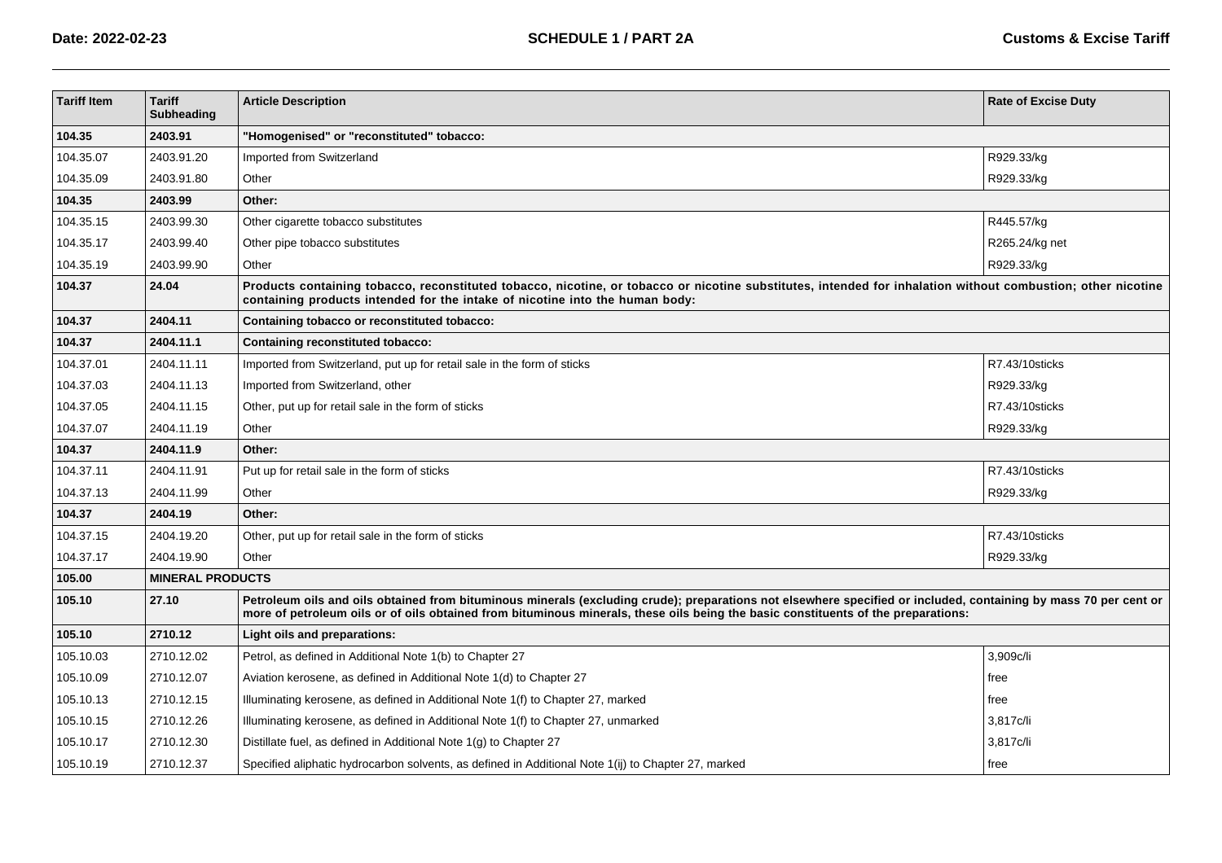| Tariff Item | Tariff Subheading | Article Description | Rate of Excise Duty |
|---|---|---|---|
| **104.35** | **2403.91** | **"Homogenised" or "reconstituted" tobacco:** | |
| 104.35.07 | 2403.91.20 | Imported from Switzerland | R929.33/kg |
| 104.35.09 | 2403.91.80 | Other | R929.33/kg |
| **104.35** | **2403.99** | **Other:** | |
| 104.35.15 | 2403.99.30 | Other cigarette tobacco substitutes | R445.57/kg |
| 104.35.17 | 2403.99.40 | Other pipe tobacco substitutes | R265.24/kg net |
| 104.35.19 | 2403.99.90 | Other | R929.33/kg |
| **104.37** | **24.04** | **Products containing tobacco, reconstituted tobacco, nicotine, or tobacco or nicotine substitutes, intended for inhalation without combustion; other nicotine containing products intended for the intake of nicotine into the human body:** | |
| **104.37** | **2404.11** | **Containing tobacco or reconstituted tobacco:** | |
| **104.37** | **2404.11.1** | **Containing reconstituted tobacco:** | |
| 104.37.01 | 2404.11.11 | Imported from Switzerland, put up for retail sale in the form of sticks | R7.43/10sticks |
| 104.37.03 | 2404.11.13 | Imported from Switzerland, other | R929.33/kg |
| 104.37.05 | 2404.11.15 | Other, put up for retail sale in the form of sticks | R7.43/10sticks |
| 104.37.07 | 2404.11.19 | Other | R929.33/kg |
| **104.37** | **2404.11.9** | **Other:** | |
| 104.37.11 | 2404.11.91 | Put up for retail sale in the form of sticks | R7.43/10sticks |
| 104.37.13 | 2404.11.99 | Other | R929.33/kg |
| **104.37** | **2404.19** | **Other:** | |
| 104.37.15 | 2404.19.20 | Other, put up for retail sale in the form of sticks | R7.43/10sticks |
| 104.37.17 | 2404.19.90 | Other | R929.33/kg |
| **105.00** | **MINERAL PRODUCTS** | | |
| **105.10** | **27.10** | **Petroleum oils and oils obtained from bituminous minerals (excluding crude); preparations not elsewhere specified or included, containing by mass 70 per cent or more of petroleum oils or of oils obtained from bituminous minerals, these oils being the basic constituents of the preparations:** | |
| **105.10** | **2710.12** | **Light oils and preparations:** | |
| 105.10.03 | 2710.12.02 | Petrol, as defined in Additional Note 1(b) to Chapter 27 | 3,909c/li |
| 105.10.09 | 2710.12.07 | Aviation kerosene, as defined in Additional Note 1(d) to Chapter 27 | free |
| 105.10.13 | 2710.12.15 | Illuminating kerosene, as defined in Additional Note 1(f) to Chapter 27, marked | free |
| 105.10.15 | 2710.12.26 | Illuminating kerosene, as defined in Additional Note 1(f) to Chapter 27, unmarked | 3,817c/li |
| 105.10.17 | 2710.12.30 | Distillate fuel, as defined in Additional Note 1(g) to Chapter 27 | 3,817c/li |
| 105.10.19 | 2710.12.37 | Specified aliphatic hydrocarbon solvents, as defined in Additional Note 1(ij) to Chapter 27, marked | free |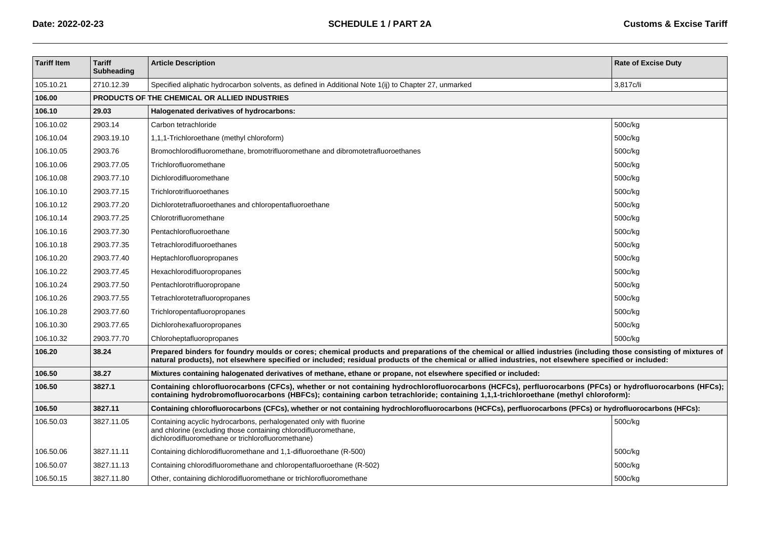| Tariff Item | Tariff Subheading | Article Description | Rate of Excise Duty |
|---|---|---|---|
| 105.10.21 | 2710.12.39 | Specified aliphatic hydrocarbon solvents, as defined in Additional Note 1(ij) to Chapter 27, unmarked | 3,817c/li |
| **106.00** | **PRODUCTS OF THE CHEMICAL OR ALLIED INDUSTRIES** | | |
| **106.10** | **29.03** | **Halogenated derivatives of hydrocarbons:** | |
| 106.10.02 | 2903.14 | Carbon tetrachloride | 500c/kg |
| 106.10.04 | 2903.19.10 | 1,1,1-Trichloroethane (methyl chloroform) | 500c/kg |
| 106.10.05 | 2903.76 | Bromochlorodifluoromethane, bromotrifluoromethane and dibromotetrafluoroethanes | 500c/kg |
| 106.10.06 | 2903.77.05 | Trichlorofluoromethane | 500c/kg |
| 106.10.08 | 2903.77.10 | Dichlorodifluoromethane | 500c/kg |
| 106.10.10 | 2903.77.15 | Trichlorotrifluoroethanes | 500c/kg |
| 106.10.12 | 2903.77.20 | Dichlorotetrafluoroethanes and chloropentafluoroethane | 500c/kg |
| 106.10.14 | 2903.77.25 | Chlorotrifluoromethane | 500c/kg |
| 106.10.16 | 2903.77.30 | Pentachlorofluoroethane | 500c/kg |
| 106.10.18 | 2903.77.35 | Tetrachlorodifluoroethanes | 500c/kg |
| 106.10.20 | 2903.77.40 | Heptachlorofluoropropanes | 500c/kg |
| 106.10.22 | 2903.77.45 | Hexachlorodifluoropropanes | 500c/kg |
| 106.10.24 | 2903.77.50 | Pentachlorotrifluoropropane | 500c/kg |
| 106.10.26 | 2903.77.55 | Tetrachlorotetrafluoropropanes | 500c/kg |
| 106.10.28 | 2903.77.60 | Trichloropentafluoropropanes | 500c/kg |
| 106.10.30 | 2903.77.65 | Dichlorohexafluoropropanes | 500c/kg |
| 106.10.32 | 2903.77.70 | Chloroheptafluoropropanes | 500c/kg |
| **106.20** | **38.24** | **Prepared binders for foundry moulds or cores; chemical products and preparations of the chemical or allied industries (including those consisting of mixtures of natural products), not elsewhere specified or included; residual products of the chemical or allied industries, not elsewhere specified or included:** | |
| **106.50** | **38.27** | **Mixtures containing halogenated derivatives of methane, ethane or propane, not elsewhere specified or included:** | |
| **106.50** | **3827.1** | **Containing chlorofluorocarbons (CFCs), whether or not containing hydrochlorofluorocarbons (HCFCs), perfluorocarbons (PFCs) or hydrofluorocarbons (HFCs); containing hydrobromofluorocarbons (HBFCs); containing carbon tetrachloride; containing 1,1,1-trichloroethane (methyl chloroform):** | |
| **106.50** | **3827.11** | **Containing chlorofluorocarbons (CFCs), whether or not containing hydrochlorofluorocarbons (HCFCs), perfluorocarbons (PFCs) or hydrofluorocarbons (HFCs):** | |
| 106.50.03 | 3827.11.05 | Containing acyclic hydrocarbons, perhalogenated only with fluorine and chlorine (excluding those containing chlorodifluoromethane, dichlorodifluoromethane or trichlorofluoromethane) | 500c/kg |
| 106.50.06 | 3827.11.11 | Containing dichlorodifluoromethane and 1,1-difluoroethane (R-500) | 500c/kg |
| 106.50.07 | 3827.11.13 | Containing chlorodifluoromethane and chloropentafluoroethane (R-502) | 500c/kg |
| 106.50.15 | 3827.11.80 | Other, containing dichlorodifluoromethane or trichlorofluoromethane | 500c/kg |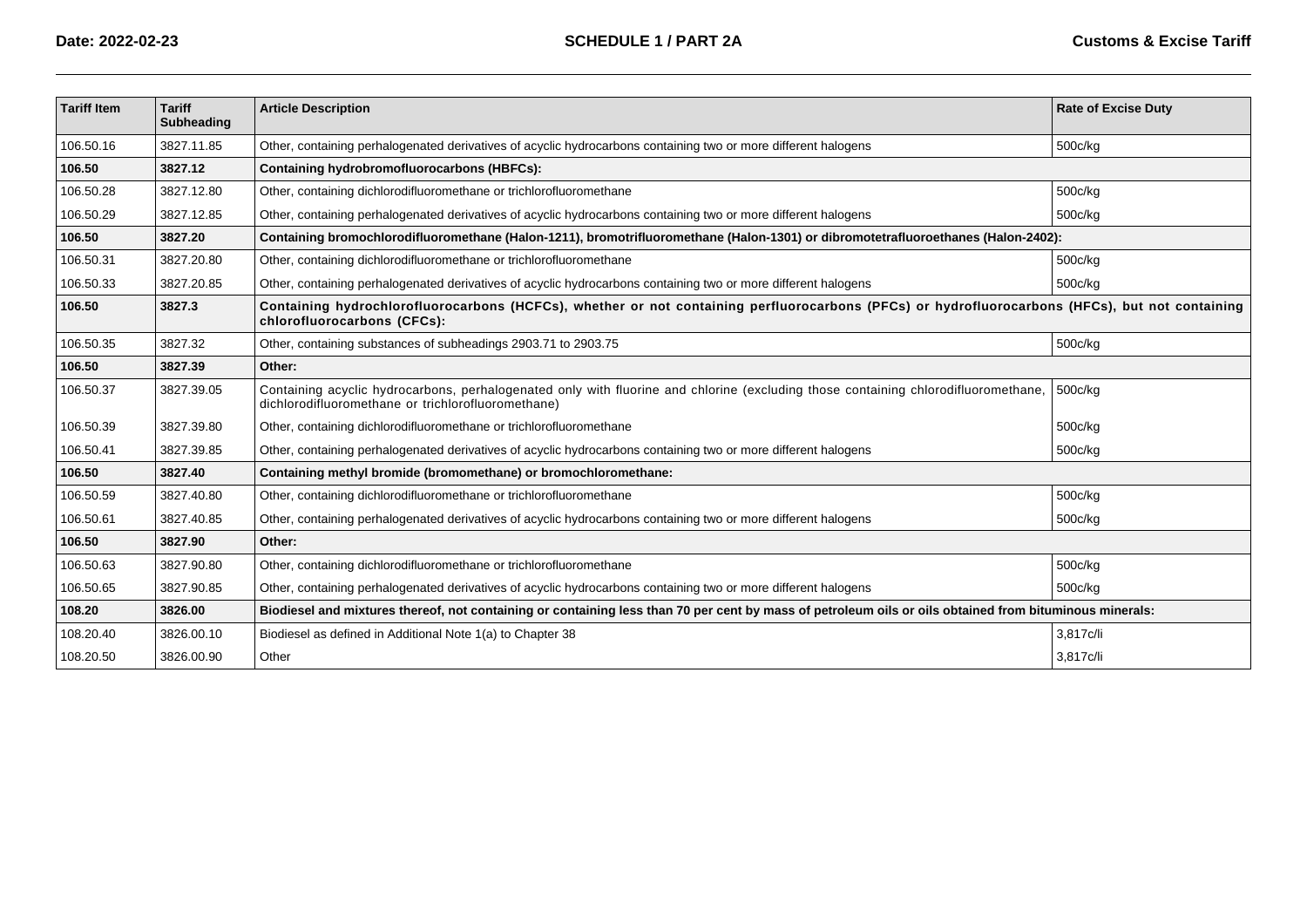| Tariff Item | Tariff Subheading | Article Description | Rate of Excise Duty |
|---|---|---|---|
| 106.50.16 | 3827.11.85 | Other, containing perhalogenated derivatives of acyclic hydrocarbons containing two or more different halogens | 500c/kg |
| **106.50** | **3827.12** | **Containing hydrobromofluorocarbons (HBFCs):** | |
| 106.50.28 | 3827.12.80 | Other, containing dichlorodifluoromethane or trichlorofluoromethane | 500c/kg |
| 106.50.29 | 3827.12.85 | Other, containing perhalogenated derivatives of acyclic hydrocarbons containing two or more different halogens | 500c/kg |
| **106.50** | **3827.20** | **Containing bromochlorodifluoromethane (Halon-1211), bromotrifluoromethane (Halon-1301) or dibromotetrafluoroethanes (Halon-2402):** | |
| 106.50.31 | 3827.20.80 | Other, containing dichlorodifluoromethane or trichlorofluoromethane | 500c/kg |
| 106.50.33 | 3827.20.85 | Other, containing perhalogenated derivatives of acyclic hydrocarbons containing two or more different halogens | 500c/kg |
| **106.50** | **3827.3** | **Containing hydrochlorofluorocarbons (HCFCs), whether or not containing perfluorocarbons (PFCs) or hydrofluorocarbons (HFCs), but not containing chlorofluorocarbons (CFCs):** | |
| 106.50.35 | 3827.32 | Other, containing substances of subheadings 2903.71 to 2903.75 | 500c/kg |
| **106.50** | **3827.39** | **Other:** | |
| 106.50.37 | 3827.39.05 | Containing acyclic hydrocarbons, perhalogenated only with fluorine and chlorine (excluding those containing chlorodifluoromethane, dichlorodifluoromethane or trichlorofluoromethane) | 500c/kg |
| 106.50.39 | 3827.39.80 | Other, containing dichlorodifluoromethane or trichlorofluoromethane | 500c/kg |
| 106.50.41 | 3827.39.85 | Other, containing perhalogenated derivatives of acyclic hydrocarbons containing two or more different halogens | 500c/kg |
| **106.50** | **3827.40** | **Containing methyl bromide (bromomethane) or bromochloromethane:** | |
| 106.50.59 | 3827.40.80 | Other, containing dichlorodifluoromethane or trichlorofluoromethane | 500c/kg |
| 106.50.61 | 3827.40.85 | Other, containing perhalogenated derivatives of acyclic hydrocarbons containing two or more different halogens | 500c/kg |
| **106.50** | **3827.90** | **Other:** | |
| 106.50.63 | 3827.90.80 | Other, containing dichlorodifluoromethane or trichlorofluoromethane | 500c/kg |
| 106.50.65 | 3827.90.85 | Other, containing perhalogenated derivatives of acyclic hydrocarbons containing two or more different halogens | 500c/kg |
| **108.20** | **3826.00** | **Biodiesel and mixtures thereof, not containing or containing less than 70 per cent by mass of petroleum oils or oils obtained from bituminous minerals:** | |
| 108.20.40 | 3826.00.10 | Biodiesel as defined in Additional Note 1(a) to Chapter 38 | 3,817c/li |
| 108.20.50 | 3826.00.90 | Other | 3,817c/li |